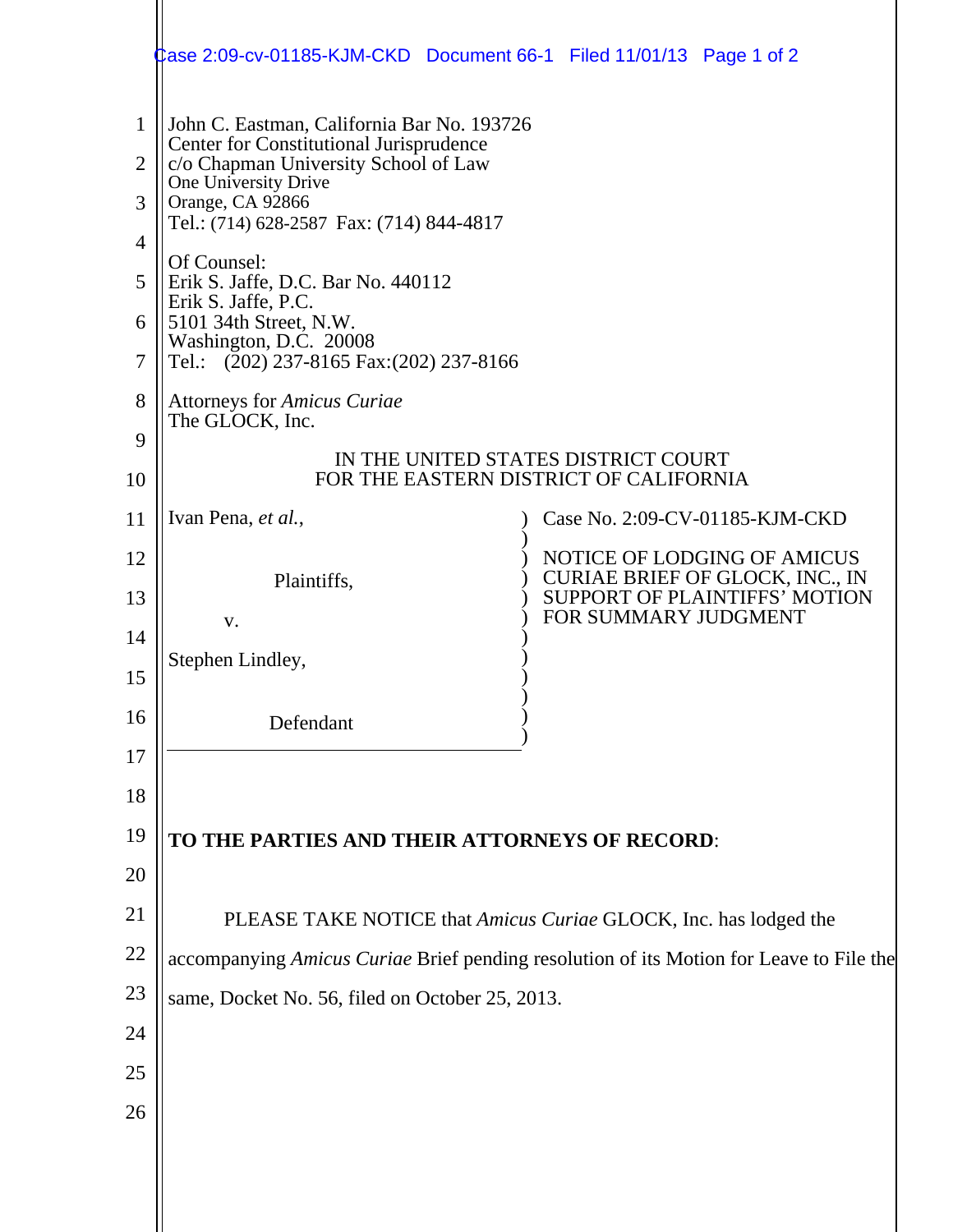John C. Eastman, California Bar No. 193726
Center for Constitutional Jurisprudence
c/o Chapman University School of Law
One University Drive
Orange, CA 92866
Tel.: (714) 628-2587 Fax: (714) 844-4817

Of Counsel:
Erik S. Jaffe, D.C. Bar No. 440112
Erik S. Jaffe, P.C.
5101 34th Street, N.W.
Washington, D.C. 20008
Tel.: (202) 237-8165 Fax:(202) 237-8166

Attorneys for *Amicus Curiae*
The GLOCK, Inc.

IN THE UNITED STATES DISTRICT COURT
FOR THE EASTERN DISTRICT OF CALIFORNIA

| | |
|---|---|
| Ivan Pena, *et al.*,<br><br>Plaintiffs,<br><br>v.<br><br>Stephen Lindley,<br><br>Defendant | Case No. 2:09-CV-01185-KJM-CKD<br><br>NOTICE OF LODGING OF AMICUS CURIAE BRIEF OF GLOCK, INC., IN SUPPORT OF PLAINTIFFS' MOTION FOR SUMMARY JUDGMENT |

**TO THE PARTIES AND THEIR ATTORNEYS OF RECORD**:

PLEASE TAKE NOTICE that *Amicus Curiae* GLOCK, Inc. has lodged the accompanying *Amicus Curiae* Brief pending resolution of its Motion for Leave to File the same, Docket No. 56, filed on October 25, 2013.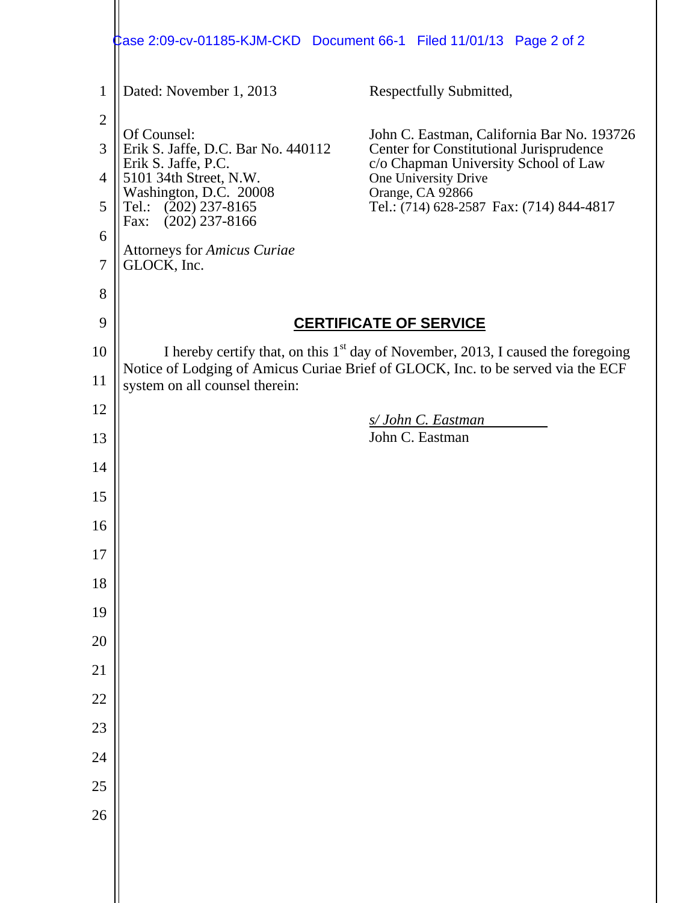Dated: November 1, 2013

Respectfully Submitted,

Of Counsel:
Erik S. Jaffe, D.C. Bar No. 440112
Erik S. Jaffe, P.C.
5101 34th Street, N.W.
Washington, D.C. 20008
Tel.: (202) 237-8165
Fax: (202) 237-8166

Attorneys for *Amicus Curiae*
GLOCK, Inc.

John C. Eastman, California Bar No. 193726
Center for Constitutional Jurisprudence
c/o Chapman University School of Law
One University Drive
Orange, CA 92866
Tel.: (714) 628-2587 Fax: (714) 844-4817

## CERTIFICATE OF SERVICE

I hereby certify that, on this 1st day of November, 2013, I caused the foregoing Notice of Lodging of Amicus Curiae Brief of GLOCK, Inc. to be served via the ECF system on all counsel therein:

*s/ John C. Eastman*
John C. Eastman